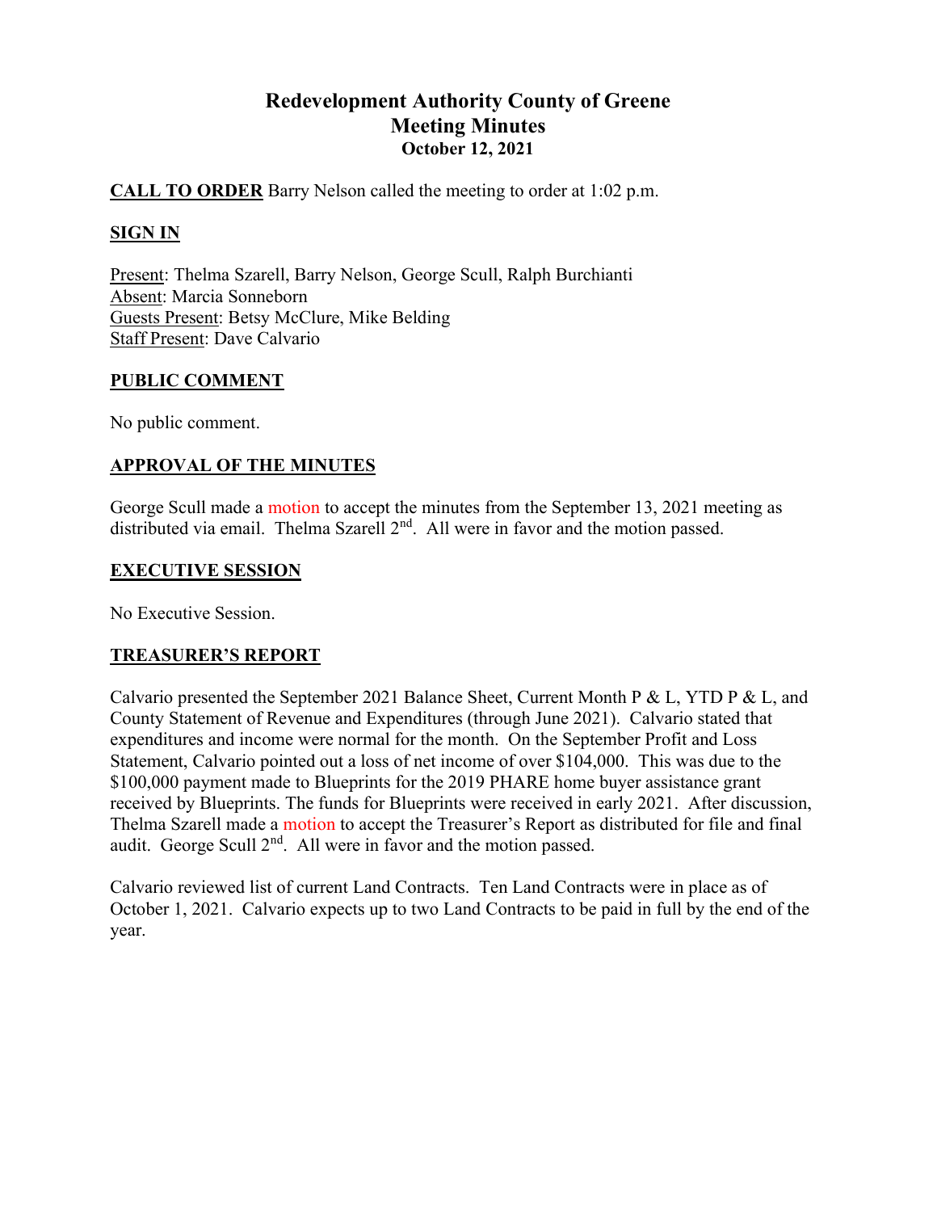# Redevelopment Authority County of Greene
## Meeting Minutes
### October 12, 2021

**CALL TO ORDER** Barry Nelson called the meeting to order at 1:02 p.m.

**SIGN IN**

Present: Thelma Szarell, Barry Nelson, George Scull, Ralph Burchianti
Absent: Marcia Sonneborn
Guests Present: Betsy McClure, Mike Belding
Staff Present: Dave Calvario

**PUBLIC COMMENT**

No public comment.

**APPROVAL OF THE MINUTES**

George Scull made a motion to accept the minutes from the September 13, 2021 meeting as distributed via email. Thelma Szarell 2nd. All were in favor and the motion passed.

**EXECUTIVE SESSION**

No Executive Session.

**TREASURER'S REPORT**

Calvario presented the September 2021 Balance Sheet, Current Month P & L, YTD P & L, and County Statement of Revenue and Expenditures (through June 2021). Calvario stated that expenditures and income were normal for the month. On the September Profit and Loss Statement, Calvario pointed out a loss of net income of over $104,000. This was due to the $100,000 payment made to Blueprints for the 2019 PHARE home buyer assistance grant received by Blueprints. The funds for Blueprints were received in early 2021. After discussion, Thelma Szarell made a motion to accept the Treasurer's Report as distributed for file and final audit. George Scull 2nd. All were in favor and the motion passed.

Calvario reviewed list of current Land Contracts. Ten Land Contracts were in place as of October 1, 2021. Calvario expects up to two Land Contracts to be paid in full by the end of the year.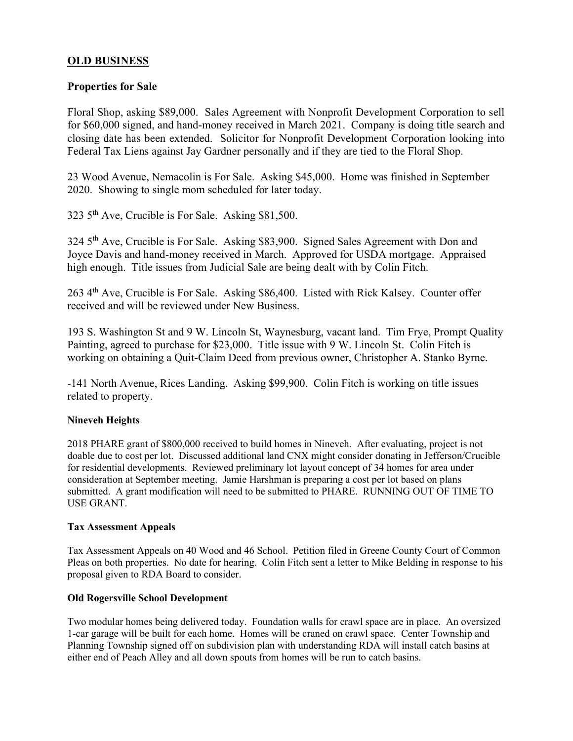## OLD BUSINESS

### Properties for Sale

Floral Shop, asking $89,000. Sales Agreement with Nonprofit Development Corporation to sell for $60,000 signed, and hand-money received in March 2021. Company is doing title search and closing date has been extended. Solicitor for Nonprofit Development Corporation looking into Federal Tax Liens against Jay Gardner personally and if they are tied to the Floral Shop.

23 Wood Avenue, Nemacolin is For Sale. Asking $45,000. Home was finished in September 2020. Showing to single mom scheduled for later today.

323 5th Ave, Crucible is For Sale. Asking $81,500.

324 5th Ave, Crucible is For Sale. Asking $83,900. Signed Sales Agreement with Don and Joyce Davis and hand-money received in March. Approved for USDA mortgage. Appraised high enough. Title issues from Judicial Sale are being dealt with by Colin Fitch.

263 4th Ave, Crucible is For Sale. Asking $86,400. Listed with Rick Kalsey. Counter offer received and will be reviewed under New Business.

193 S. Washington St and 9 W. Lincoln St, Waynesburg, vacant land. Tim Frye, Prompt Quality Painting, agreed to purchase for $23,000. Title issue with 9 W. Lincoln St. Colin Fitch is working on obtaining a Quit-Claim Deed from previous owner, Christopher A. Stanko Byrne.

-141 North Avenue, Rices Landing. Asking $99,900. Colin Fitch is working on title issues related to property.

#### Nineveh Heights

2018 PHARE grant of $800,000 received to build homes in Nineveh. After evaluating, project is not doable due to cost per lot. Discussed additional land CNX might consider donating in Jefferson/Crucible for residential developments. Reviewed preliminary lot layout concept of 34 homes for area under consideration at September meeting. Jamie Harshman is preparing a cost per lot based on plans submitted. A grant modification will need to be submitted to PHARE. RUNNING OUT OF TIME TO USE GRANT.

#### Tax Assessment Appeals

Tax Assessment Appeals on 40 Wood and 46 School. Petition filed in Greene County Court of Common Pleas on both properties. No date for hearing. Colin Fitch sent a letter to Mike Belding in response to his proposal given to RDA Board to consider.

#### Old Rogersville School Development

Two modular homes being delivered today. Foundation walls for crawl space are in place. An oversized 1-car garage will be built for each home. Homes will be craned on crawl space. Center Township and Planning Township signed off on subdivision plan with understanding RDA will install catch basins at either end of Peach Alley and all down spouts from homes will be run to catch basins.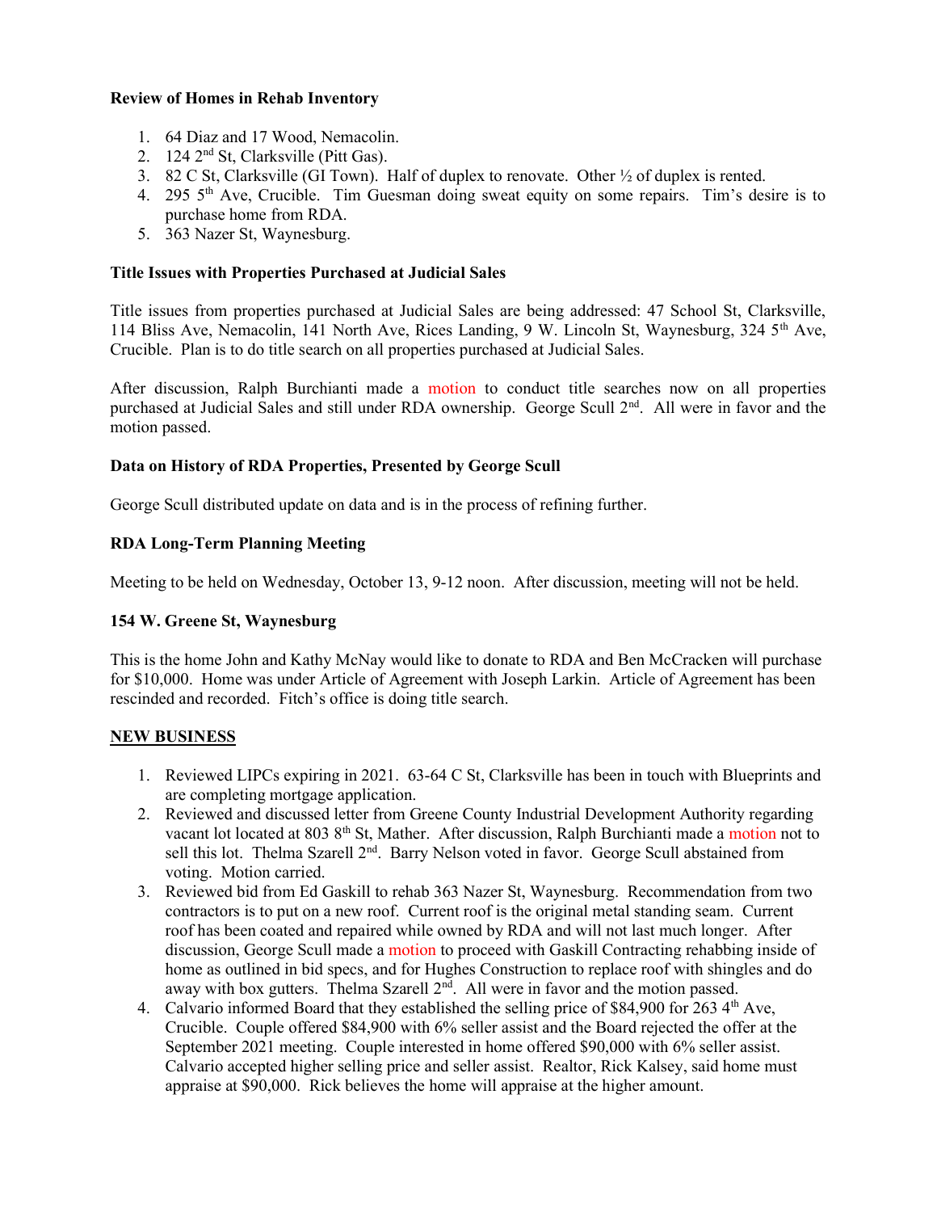**Review of Homes in Rehab Inventory**

1. 64 Diaz and 17 Wood, Nemacolin.
2. 124 2nd St, Clarksville (Pitt Gas).
3. 82 C St, Clarksville (GI Town). Half of duplex to renovate. Other ½ of duplex is rented.
4. 295 5th Ave, Crucible. Tim Guesman doing sweat equity on some repairs. Tim's desire is to purchase home from RDA.
5. 363 Nazer St, Waynesburg.

**Title Issues with Properties Purchased at Judicial Sales**

Title issues from properties purchased at Judicial Sales are being addressed: 47 School St, Clarksville, 114 Bliss Ave, Nemacolin, 141 North Ave, Rices Landing, 9 W. Lincoln St, Waynesburg, 324 5th Ave, Crucible. Plan is to do title search on all properties purchased at Judicial Sales.

After discussion, Ralph Burchianti made a motion to conduct title searches now on all properties purchased at Judicial Sales and still under RDA ownership. George Scull 2nd. All were in favor and the motion passed.

**Data on History of RDA Properties, Presented by George Scull**

George Scull distributed update on data and is in the process of refining further.

**RDA Long-Term Planning Meeting**

Meeting to be held on Wednesday, October 13, 9-12 noon. After discussion, meeting will not be held.

**154 W. Greene St, Waynesburg**

This is the home John and Kathy McNay would like to donate to RDA and Ben McCracken will purchase for $10,000. Home was under Article of Agreement with Joseph Larkin. Article of Agreement has been rescinded and recorded. Fitch's office is doing title search.

**NEW BUSINESS**

1. Reviewed LIPCs expiring in 2021. 63-64 C St, Clarksville has been in touch with Blueprints and are completing mortgage application.
2. Reviewed and discussed letter from Greene County Industrial Development Authority regarding vacant lot located at 803 8th St, Mather. After discussion, Ralph Burchianti made a motion not to sell this lot. Thelma Szarell 2nd. Barry Nelson voted in favor. George Scull abstained from voting. Motion carried.
3. Reviewed bid from Ed Gaskill to rehab 363 Nazer St, Waynesburg. Recommendation from two contractors is to put on a new roof. Current roof is the original metal standing seam. Current roof has been coated and repaired while owned by RDA and will not last much longer. After discussion, George Scull made a motion to proceed with Gaskill Contracting rehabbing inside of home as outlined in bid specs, and for Hughes Construction to replace roof with shingles and do away with box gutters. Thelma Szarell 2nd. All were in favor and the motion passed.
4. Calvario informed Board that they established the selling price of $84,900 for 263 4th Ave, Crucible. Couple offered $84,900 with 6% seller assist and the Board rejected the offer at the September 2021 meeting. Couple interested in home offered $90,000 with 6% seller assist. Calvario accepted higher selling price and seller assist. Realtor, Rick Kalsey, said home must appraise at $90,000. Rick believes the home will appraise at the higher amount.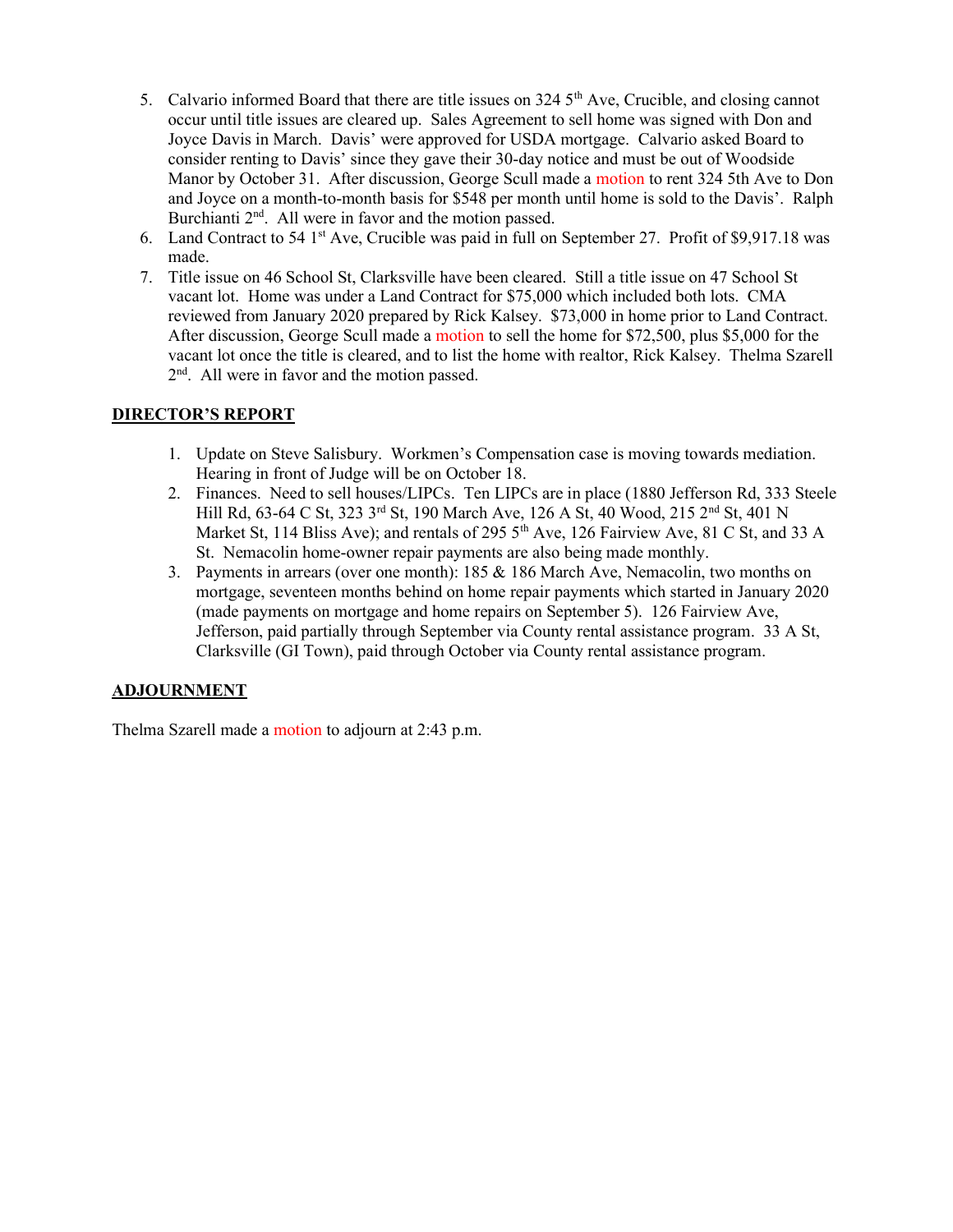5. Calvario informed Board that there are title issues on 324 5th Ave, Crucible, and closing cannot occur until title issues are cleared up. Sales Agreement to sell home was signed with Don and Joyce Davis in March. Davis' were approved for USDA mortgage. Calvario asked Board to consider renting to Davis' since they gave their 30-day notice and must be out of Woodside Manor by October 31. After discussion, George Scull made a motion to rent 324 5th Ave to Don and Joyce on a month-to-month basis for $548 per month until home is sold to the Davis'. Ralph Burchianti 2nd. All were in favor and the motion passed.
6. Land Contract to 54 1st Ave, Crucible was paid in full on September 27. Profit of $9,917.18 was made.
7. Title issue on 46 School St, Clarksville have been cleared. Still a title issue on 47 School St vacant lot. Home was under a Land Contract for $75,000 which included both lots. CMA reviewed from January 2020 prepared by Rick Kalsey. $73,000 in home prior to Land Contract. After discussion, George Scull made a motion to sell the home for $72,500, plus $5,000 for the vacant lot once the title is cleared, and to list the home with realtor, Rick Kalsey. Thelma Szarell 2nd. All were in favor and the motion passed.

**DIRECTOR'S REPORT**

1. Update on Steve Salisbury. Workmen's Compensation case is moving towards mediation. Hearing in front of Judge will be on October 18.
2. Finances. Need to sell houses/LIPCs. Ten LIPCs are in place (1880 Jefferson Rd, 333 Steele Hill Rd, 63-64 C St, 323 3rd St, 190 March Ave, 126 A St, 40 Wood, 215 2nd St, 401 N Market St, 114 Bliss Ave); and rentals of 295 5th Ave, 126 Fairview Ave, 81 C St, and 33 A St. Nemacolin home-owner repair payments are also being made monthly.
3. Payments in arrears (over one month): 185 & 186 March Ave, Nemacolin, two months on mortgage, seventeen months behind on home repair payments which started in January 2020 (made payments on mortgage and home repairs on September 5). 126 Fairview Ave, Jefferson, paid partially through September via County rental assistance program. 33 A St, Clarksville (GI Town), paid through October via County rental assistance program.

**ADJOURNMENT**

Thelma Szarell made a motion to adjourn at 2:43 p.m.